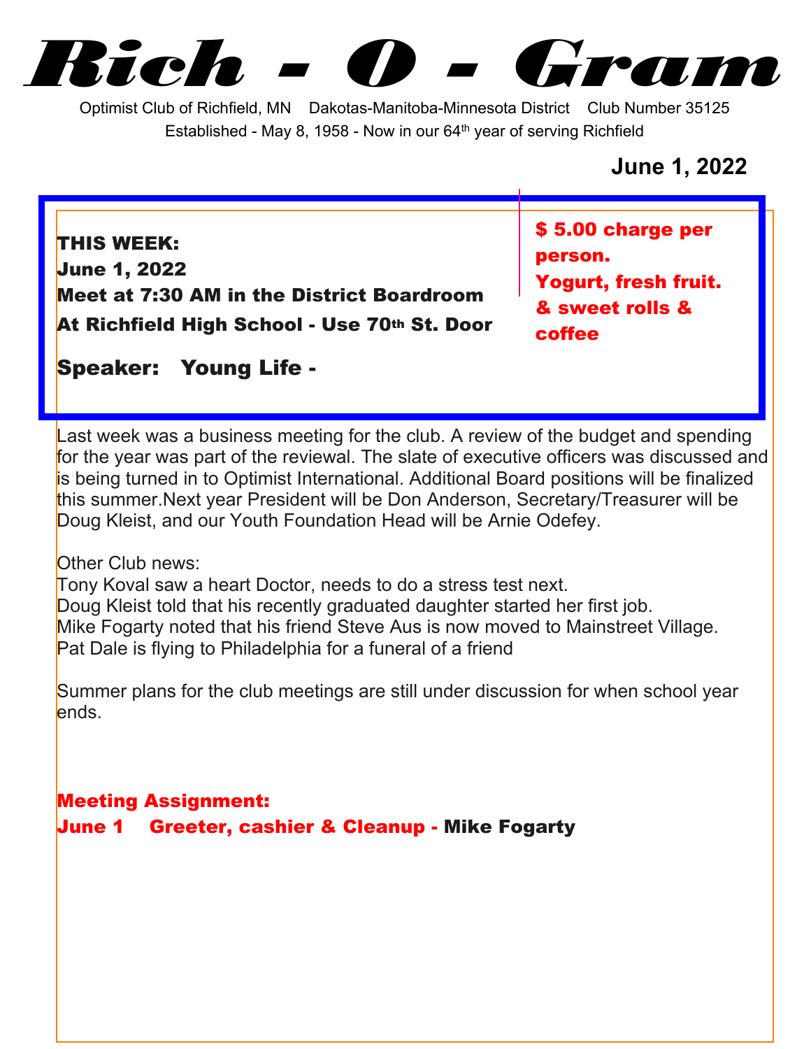# Rich - O - Gram

Optimist Club of Richfield, MN Dakotas-Manitoba-Minnesota District Club Number 35125

Established - May 8, 1958 - Now in our 64th year of serving Richfield

**June 1, 2022**

**THIS WEEK:**
**June 1, 2022**
**Meet at 7:30 AM in the District Boardroom**
**At Richfield High School - Use 70th St. Door**

**$ 5.00 charge per person.**
**Yogurt, fresh fruit. & sweet rolls & coffee**

**Speaker: Young Life -**

Last week was a business meeting for the club. A review of the budget and spending for the year was part of the reviewal. The slate of executive officers was discussed and is being turned in to Optimist International. Additional Board positions will be finalized this summer.Next year President will be Don Anderson, Secretary/Treasurer will be Doug Kleist, and our Youth Foundation Head will be Arnie Odefey.

Other Club news:
Tony Koval saw a heart Doctor, needs to do a stress test next.
Doug Kleist told that his recently graduated daughter started her first job.
Mike Fogarty noted that his friend Steve Aus is now moved to Mainstreet Village.
Pat Dale is flying to Philadelphia for a funeral of a friend

Summer plans for the club meetings are still under discussion for when school year ends.

**Meeting Assignment:**
**June 1 Greeter, cashier & Cleanup - Mike Fogarty**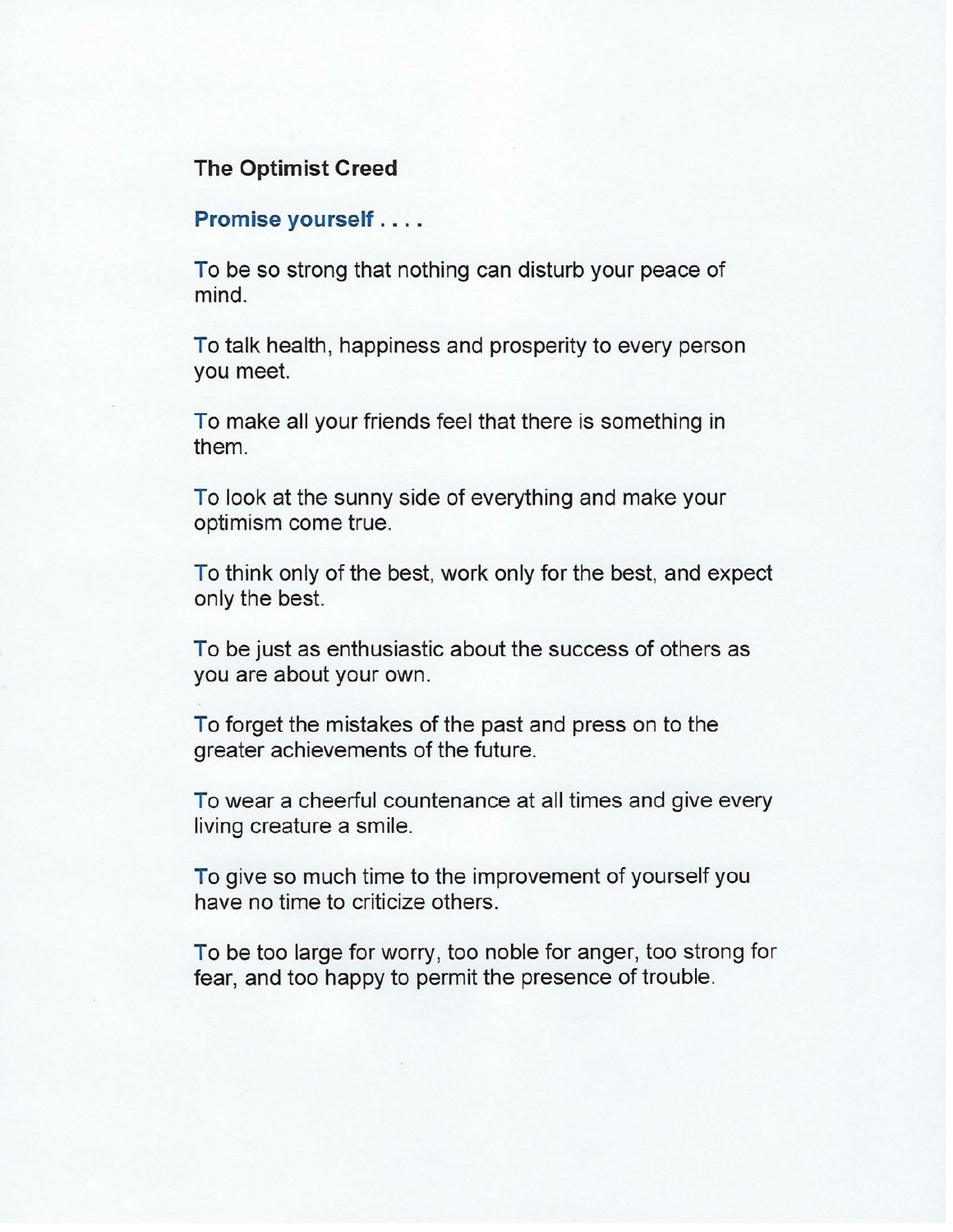## The Optimist Creed

**Promise yourself . . . .**

To be so strong that nothing can disturb your peace of mind.

To talk health, happiness and prosperity to every person you meet.

To make all your friends feel that there is something in them.

To look at the sunny side of everything and make your optimism come true.

To think only of the best, work only for the best, and expect only the best.

To be just as enthusiastic about the success of others as you are about your own.

To forget the mistakes of the past and press on to the greater achievements of the future.

To wear a cheerful countenance at all times and give every living creature a smile.

To give so much time to the improvement of yourself you have no time to criticize others.

To be too large for worry, too noble for anger, too strong for fear, and too happy to permit the presence of trouble.